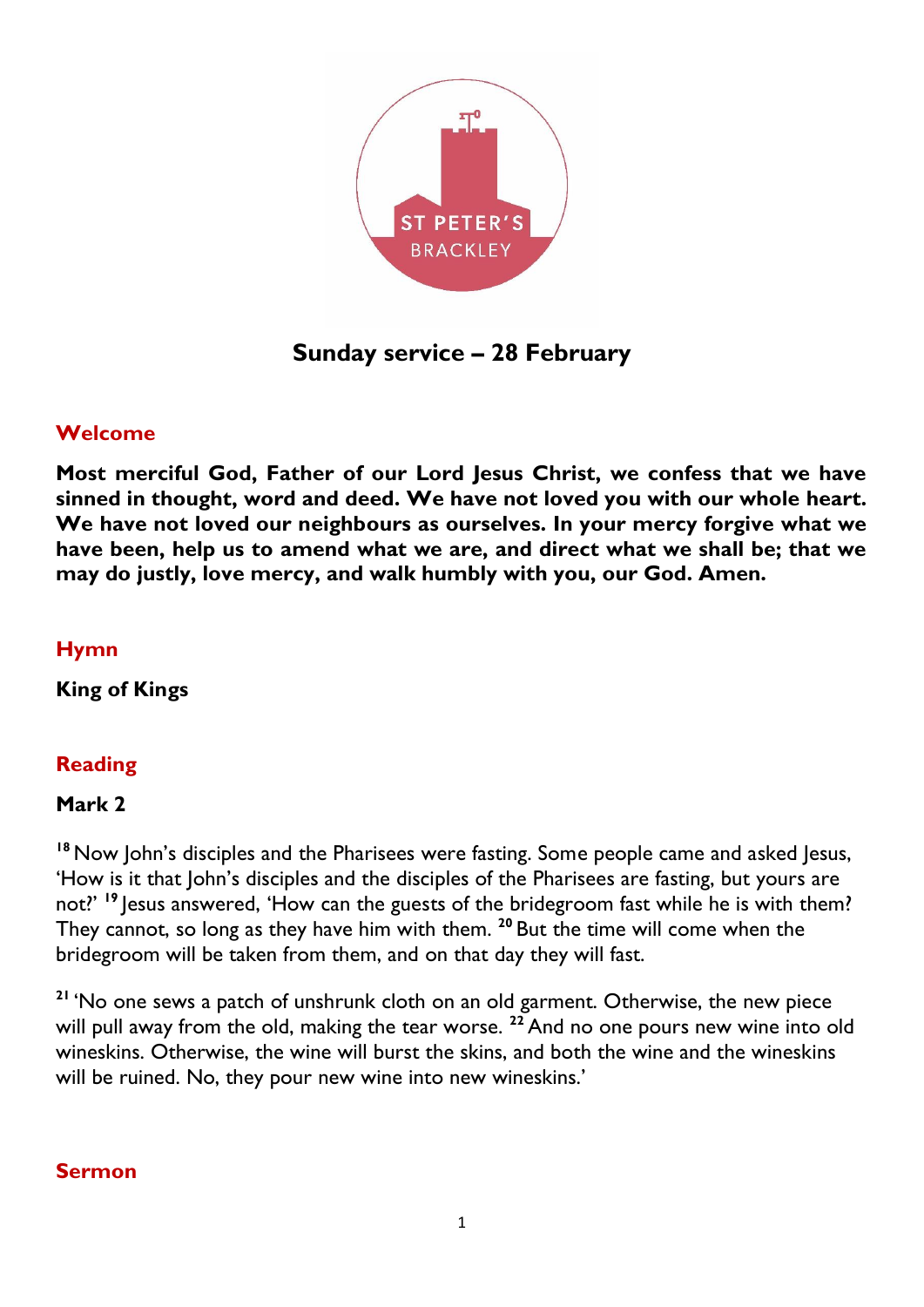ST PETER'S
BRACKLEY

# Sunday service – 28 February

## Welcome

**Most merciful God, Father of our Lord Jesus Christ, we confess that we have sinned in thought, word and deed. We have not loved you with our whole heart. We have not loved our neighbours as ourselves. In your mercy forgive what we have been, help us to amend what we are, and direct what we shall be; that we may do justly, love mercy, and walk humbly with you, our God. Amen.**

## Hymn

**King of Kings**

## Reading

**Mark 2**

[18] Now John's disciples and the Pharisees were fasting. Some people came and asked Jesus, 'How is it that John's disciples and the disciples of the Pharisees are fasting, but yours are not?' [19] Jesus answered, 'How can the guests of the bridegroom fast while he is with them? They cannot, so long as they have him with them. [20] But the time will come when the bridegroom will be taken from them, and on that day they will fast.

[21] 'No one sews a patch of unshrunk cloth on an old garment. Otherwise, the new piece will pull away from the old, making the tear worse. [22] And no one pours new wine into old wineskins. Otherwise, the wine will burst the skins, and both the wine and the wineskins will be ruined. No, they pour new wine into new wineskins.'

## Sermon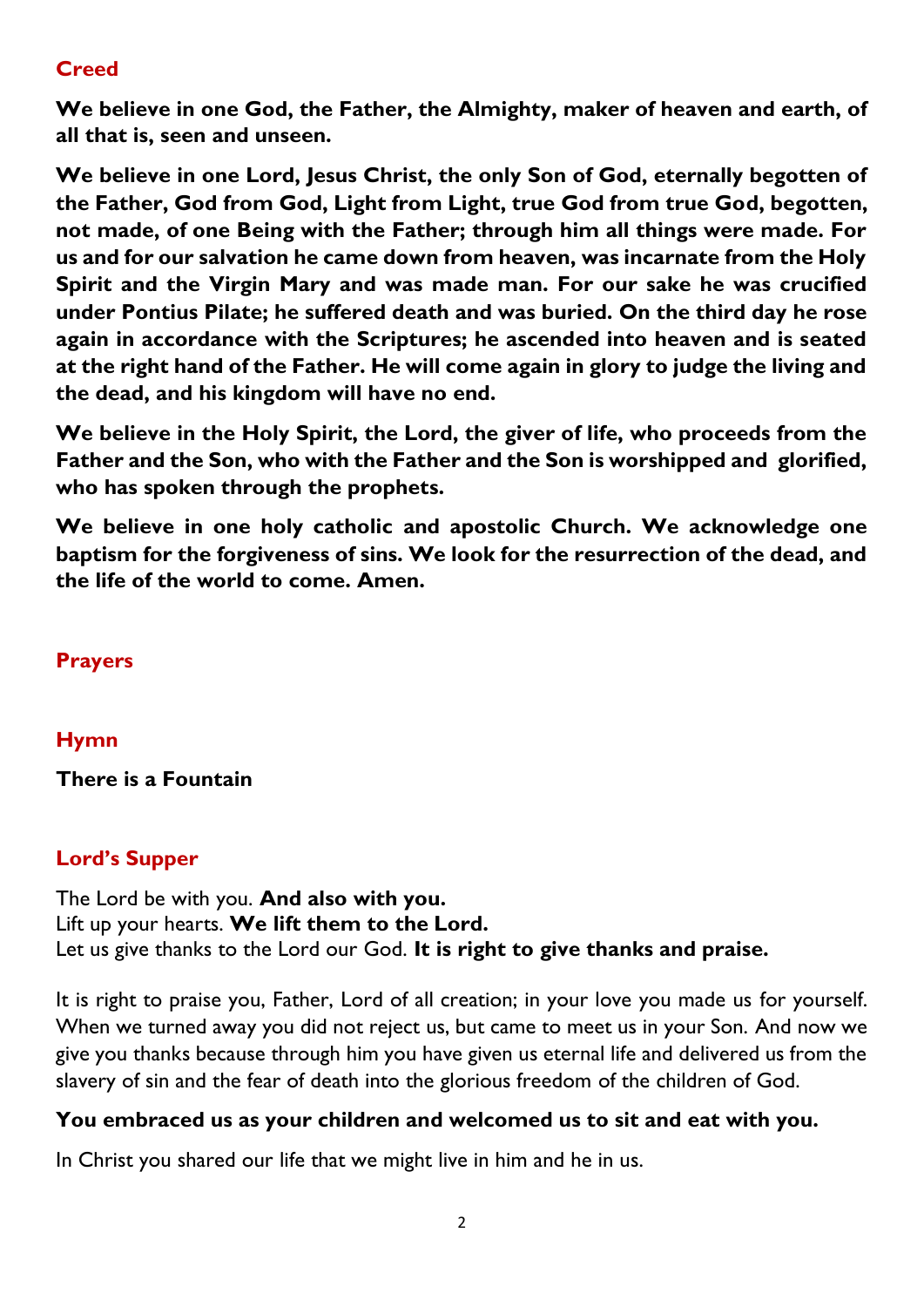## Creed

**We believe in one God, the Father, the Almighty, maker of heaven and earth, of all that is, seen and unseen.**

**We believe in one Lord, Jesus Christ, the only Son of God, eternally begotten of the Father, God from God, Light from Light, true God from true God, begotten, not made, of one Being with the Father; through him all things were made. For us and for our salvation he came down from heaven, was incarnate from the Holy Spirit and the Virgin Mary and was made man. For our sake he was crucified under Pontius Pilate; he suffered death and was buried. On the third day he rose again in accordance with the Scriptures; he ascended into heaven and is seated at the right hand of the Father. He will come again in glory to judge the living and the dead, and his kingdom will have no end.**

**We believe in the Holy Spirit, the Lord, the giver of life, who proceeds from the Father and the Son, who with the Father and the Son is worshipped and glorified, who has spoken through the prophets.**

**We believe in one holy catholic and apostolic Church. We acknowledge one baptism for the forgiveness of sins. We look for the resurrection of the dead, and the life of the world to come. Amen.**

## Prayers

## Hymn

**There is a Fountain**

## Lord's Supper

The Lord be with you. **And also with you.**
Lift up your hearts. **We lift them to the Lord.**
Let us give thanks to the Lord our God. **It is right to give thanks and praise.**

It is right to praise you, Father, Lord of all creation; in your love you made us for yourself. When we turned away you did not reject us, but came to meet us in your Son. And now we give you thanks because through him you have given us eternal life and delivered us from the slavery of sin and the fear of death into the glorious freedom of the children of God.

**You embraced us as your children and welcomed us to sit and eat with you.**

In Christ you shared our life that we might live in him and he in us.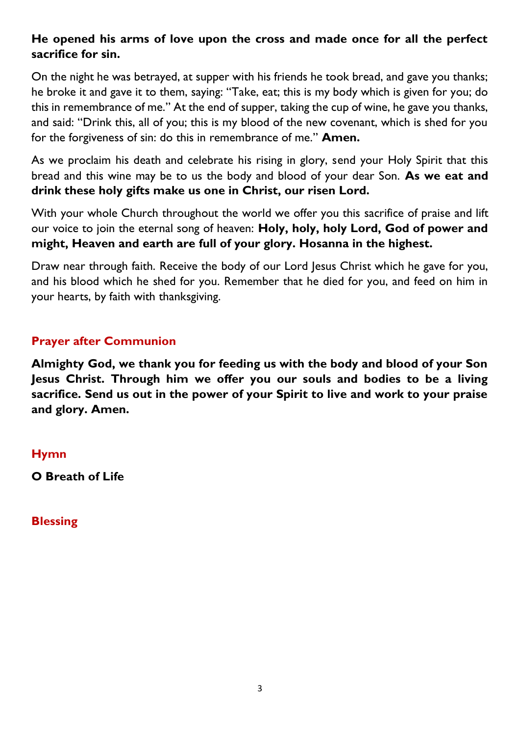**He opened his arms of love upon the cross and made once for all the perfect sacrifice for sin.**

On the night he was betrayed, at supper with his friends he took bread, and gave you thanks; he broke it and gave it to them, saying: "Take, eat; this is my body which is given for you; do this in remembrance of me." At the end of supper, taking the cup of wine, he gave you thanks, and said: "Drink this, all of you; this is my blood of the new covenant, which is shed for you for the forgiveness of sin: do this in remembrance of me." **Amen.**

As we proclaim his death and celebrate his rising in glory, send your Holy Spirit that this bread and this wine may be to us the body and blood of your dear Son. **As we eat and drink these holy gifts make us one in Christ, our risen Lord.**

With your whole Church throughout the world we offer you this sacrifice of praise and lift our voice to join the eternal song of heaven: **Holy, holy, holy Lord, God of power and might, Heaven and earth are full of your glory. Hosanna in the highest.**

Draw near through faith. Receive the body of our Lord Jesus Christ which he gave for you, and his blood which he shed for you. Remember that he died for you, and feed on him in your hearts, by faith with thanksgiving.

## Prayer after Communion

**Almighty God, we thank you for feeding us with the body and blood of your Son Jesus Christ. Through him we offer you our souls and bodies to be a living sacrifice. Send us out in the power of your Spirit to live and work to your praise and glory. Amen.**

## Hymn

**O Breath of Life**

## Blessing